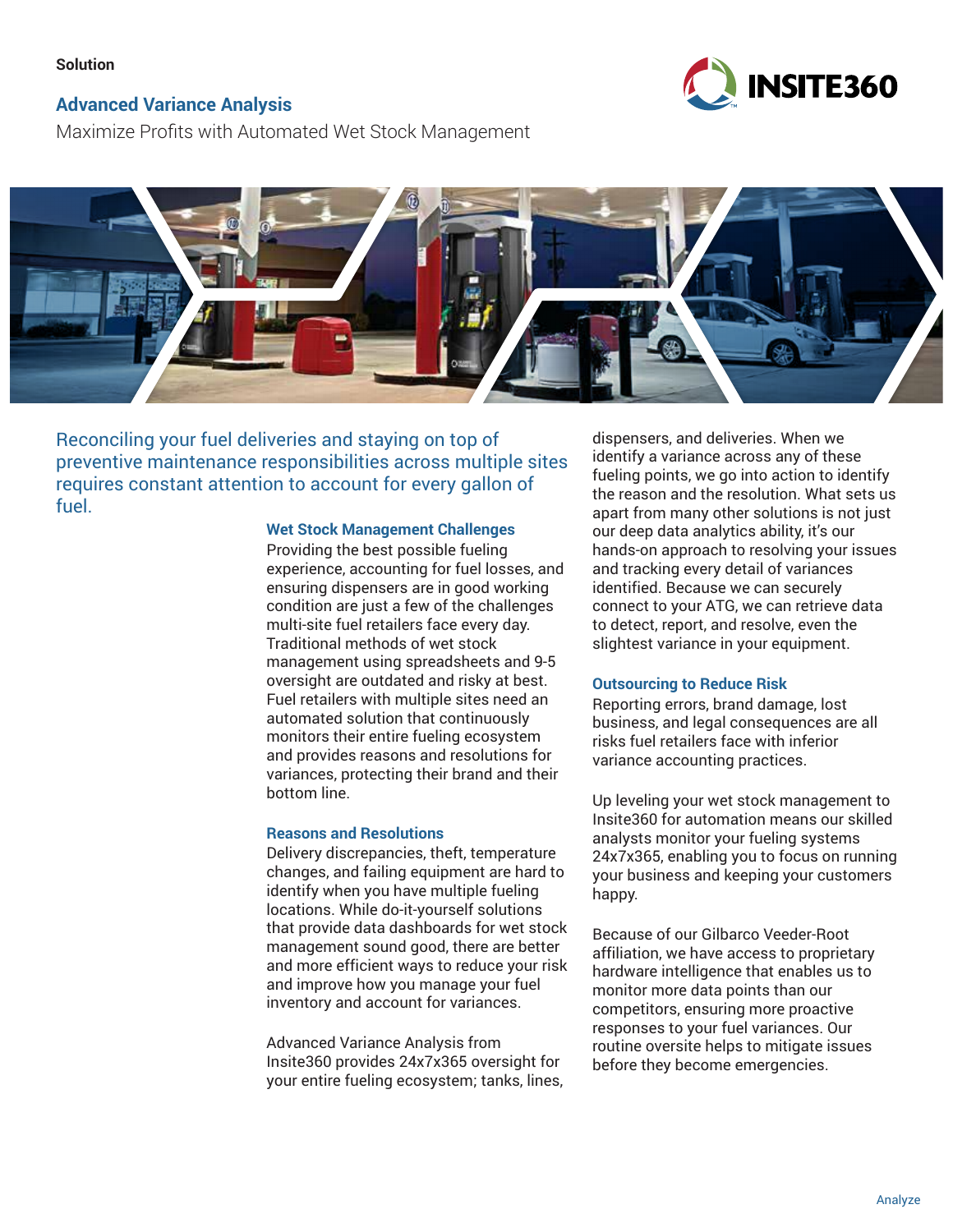Solution

# Advanced Variance Analysis

Maximize Profits with Automated Wet Stock Management

Reconciling your fuel deliveries and staying on top of preventive maintenance responsibilities across multiple sites requires constant attention to account for every gallon of fuel.

## Wet Stock Management Challenges

Providing the best possible fueling experience, accounting for fuel losses, and ensuring dispensers are in good working condition are just a few of the challenges multi-site fuel retailers face every day. Traditional methods of wet stock management using spreadsheets and 9-5 oversight are outdated and risky at best. Fuel retailers with multiple sites need an automated solution that continuously monitors their entire fueling ecosystem and provides reasons and resolutions for variances, protecting their brand and their bottom line.

## Reasons and Resolutions

Delivery discrepancies, theft, temperature changes, and failing equipment are hard to identify when you have multiple fueling locations. While do-it-yourself solutions that provide data dashboards for wet stock management sound good, there are better and more efficient ways to reduce your risk and improve how you manage your fuel inventory and account for variances.

Advanced Variance Analysis from Insite360 provides 24x7x365 oversight for your entire fueling ecosystem; tanks, lines, dispensers, and deliveries. When we identify a variance across any of these fueling points, we go into action to identify the reason and the resolution. What sets us apart from many other solutions is not just our deep data analytics ability, it's our hands-on approach to resolving your issues and tracking every detail of variances identified. Because we can securely connect to your ATG, we can retrieve data to detect, report, and resolve, even the slightest variance in your equipment.

## Outsourcing to Reduce Risk

Reporting errors, brand damage, lost business, and legal consequences are all risks fuel retailers face with inferior variance accounting practices.

Up leveling your wet stock management to Insite360 for automation means our skilled analysts monitor your fueling systems 24x7x365, enabling you to focus on running your business and keeping your customers happy.

Because of our Gilbarco Veeder-Root affiliation, we have access to proprietary hardware intelligence that enables us to monitor more data points than our competitors, ensuring more proactive responses to your fuel variances. Our routine oversite helps to mitigate issues before they become emergencies.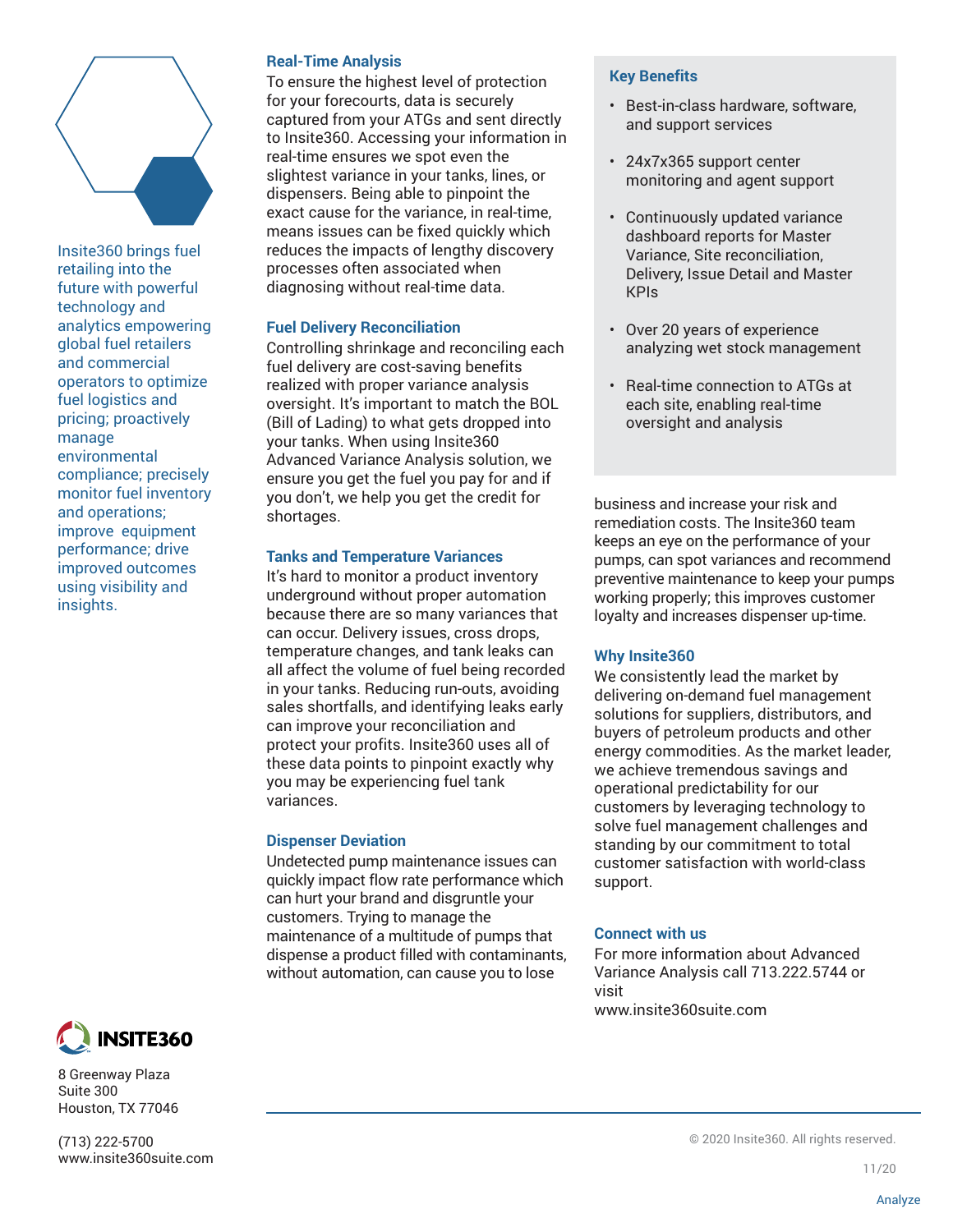Insite360 brings fuel retailing into the future with powerful technology and analytics empowering global fuel retailers and commercial operators to optimize fuel logistics and pricing; proactively manage environmental compliance; precisely monitor fuel inventory and operations; improve equipment performance; drive improved outcomes using visibility and insights.

### Real-Time Analysis

To ensure the highest level of protection for your forecourts, data is securely captured from your ATGs and sent directly to Insite360. Accessing your information in real-time ensures we spot even the slightest variance in your tanks, lines, or dispensers. Being able to pinpoint the exact cause for the variance, in real-time, means issues can be fixed quickly which reduces the impacts of lengthy discovery processes often associated when diagnosing without real-time data.

### Fuel Delivery Reconciliation

Controlling shrinkage and reconciling each fuel delivery are cost-saving benefits realized with proper variance analysis oversight. It's important to match the BOL (Bill of Lading) to what gets dropped into your tanks. When using Insite360 Advanced Variance Analysis solution, we ensure you get the fuel you pay for and if you don't, we help you get the credit for shortages.

### Tanks and Temperature Variances

It's hard to monitor a product inventory underground without proper automation because there are so many variances that can occur. Delivery issues, cross drops, temperature changes, and tank leaks can all affect the volume of fuel being recorded in your tanks. Reducing run-outs, avoiding sales shortfalls, and identifying leaks early can improve your reconciliation and protect your profits. Insite360 uses all of these data points to pinpoint exactly why you may be experiencing fuel tank variances.

### Dispenser Deviation

Undetected pump maintenance issues can quickly impact flow rate performance which can hurt your brand and disgruntle your customers. Trying to manage the maintenance of a multitude of pumps that dispense a product filled with contaminants, without automation, can cause you to lose business and increase your risk and remediation costs. The Insite360 team keeps an eye on the performance of your pumps, can spot variances and recommend preventive maintenance to keep your pumps working properly; this improves customer loyalty and increases dispenser up-time.

### Key Benefits

- Best-in-class hardware, software, and support services
- 24x7x365 support center monitoring and agent support
- Continuously updated variance dashboard reports for Master Variance, Site reconciliation, Delivery, Issue Detail and Master KPIs
- Over 20 years of experience analyzing wet stock management
- Real-time connection to ATGs at each site, enabling real-time oversight and analysis

### Why Insite360

We consistently lead the market by delivering on-demand fuel management solutions for suppliers, distributors, and buyers of petroleum products and other energy commodities. As the market leader, we achieve tremendous savings and operational predictability for our customers by leveraging technology to solve fuel management challenges and standing by our commitment to total customer satisfaction with world-class support.

### Connect with us

For more information about Advanced Variance Analysis call 713.222.5744 or visit
www.insite360suite.com

**INSITE360**

8 Greenway Plaza
Suite 300
Houston, TX 77046

(713) 222-5700
www.insite360suite.com

© 2020 Insite360. All rights reserved.

11/20

Analyze